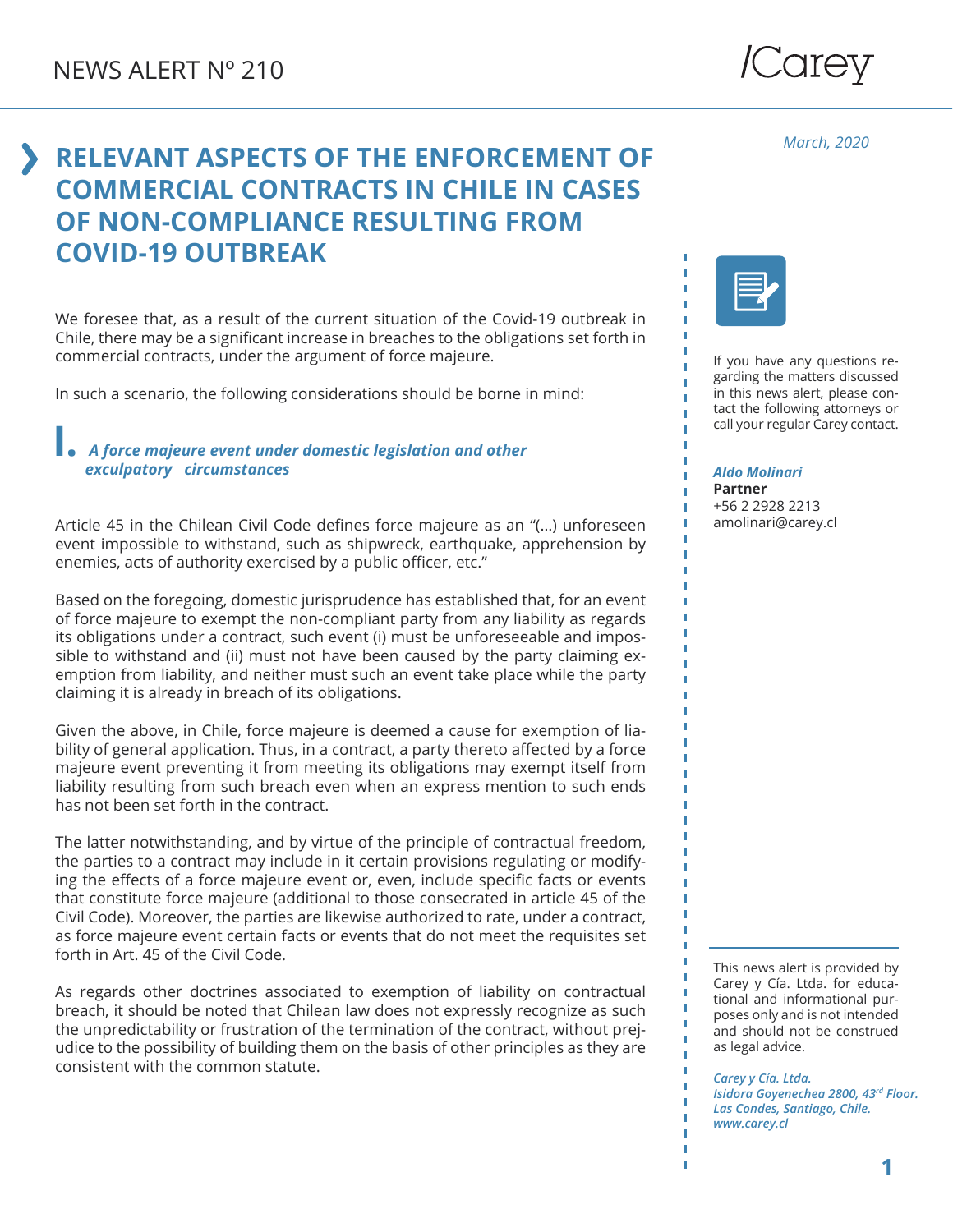NEWS ALERT Nº 210

March, 2020

# RELEVANT ASPECTS OF THE ENFORCEMENT OF COMMERCIAL CONTRACTS IN CHILE IN CASES OF NON-COMPLIANCE RESULTING FROM COVID-19 OUTBREAK

We foresee that, as a result of the current situation of the Covid-19 outbreak in Chile, there may be a significant increase in breaches to the obligations set forth in commercial contracts, under the argument of force majeure.

In such a scenario, the following considerations should be borne in mind:

## I. *A force majeure event under domestic legislation and other exculpatory circumstances*

Article 45 in the Chilean Civil Code defines force majeure as an "(…) unforeseen event impossible to withstand, such as shipwreck, earthquake, apprehension by enemies, acts of authority exercised by a public officer, etc."

Based on the foregoing, domestic jurisprudence has established that, for an event of force majeure to exempt the non-compliant party from any liability as regards its obligations under a contract, such event (i) must be unforeseeable and impossible to withstand and (ii) must not have been caused by the party claiming exemption from liability, and neither must such an event take place while the party claiming it is already in breach of its obligations.

Given the above, in Chile, force majeure is deemed a cause for exemption of liability of general application. Thus, in a contract, a party thereto affected by a force majeure event preventing it from meeting its obligations may exempt itself from liability resulting from such breach even when an express mention to such ends has not been set forth in the contract.

The latter notwithstanding, and by virtue of the principle of contractual freedom, the parties to a contract may include in it certain provisions regulating or modifying the effects of a force majeure event or, even, include specific facts or events that constitute force majeure (additional to those consecrated in article 45 of the Civil Code). Moreover, the parties are likewise authorized to rate, under a contract, as force majeure event certain facts or events that do not meet the requisites set forth in Art. 45 of the Civil Code.

As regards other doctrines associated to exemption of liability on contractual breach, it should be noted that Chilean law does not expressly recognize as such the unpredictability or frustration of the termination of the contract, without prejudice to the possibility of building them on the basis of other principles as they are consistent with the common statute.

If you have any questions regarding the matters discussed in this news alert, please contact the following attorneys or call your regular Carey contact.

***Aldo Molinari***
**Partner**
+56 2 2928 2213
amolinari@carey.cl

This news alert is provided by Carey y Cía. Ltda. for educational and informational purposes only and is not intended and should not be construed as legal advice.

***Carey y Cía. Ltda.***
***Isidora Goyenechea 2800, 43rd Floor.***
***Las Condes, Santiago, Chile.***
***www.carey.cl***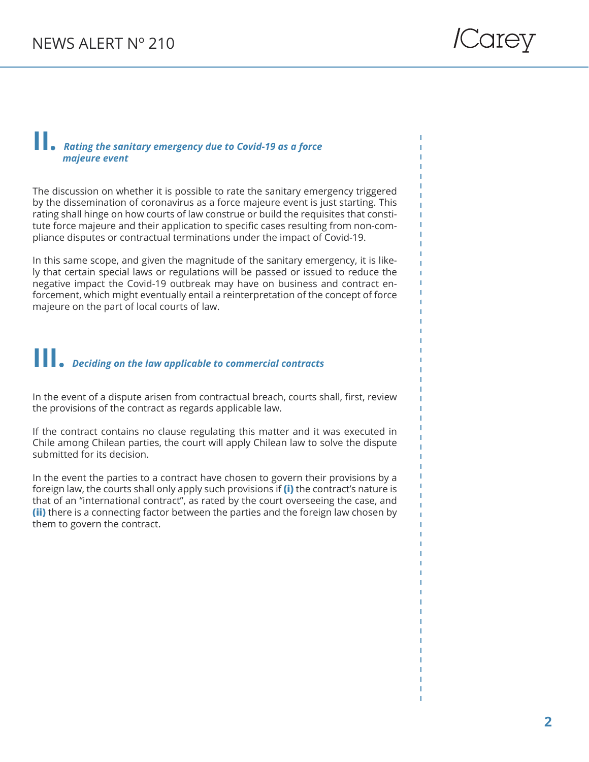## II. *Rating the sanitary emergency due to Covid-19 as a force majeure event*

The discussion on whether it is possible to rate the sanitary emergency triggered by the dissemination of coronavirus as a force majeure event is just starting. This rating shall hinge on how courts of law construe or build the requisites that constitute force majeure and their application to specific cases resulting from non-compliance disputes or contractual terminations under the impact of Covid-19.

In this same scope, and given the magnitude of the sanitary emergency, it is likely that certain special laws or regulations will be passed or issued to reduce the negative impact the Covid-19 outbreak may have on business and contract enforcement, which might eventually entail a reinterpretation of the concept of force majeure on the part of local courts of law.

## III. *Deciding on the law applicable to commercial contracts*

In the event of a dispute arisen from contractual breach, courts shall, first, review the provisions of the contract as regards applicable law.

If the contract contains no clause regulating this matter and it was executed in Chile among Chilean parties, the court will apply Chilean law to solve the dispute submitted for its decision.

In the event the parties to a contract have chosen to govern their provisions by a foreign law, the courts shall only apply such provisions if **(i)** the contract's nature is that of an "international contract", as rated by the court overseeing the case, and **(ii)** there is a connecting factor between the parties and the foreign law chosen by them to govern the contract.